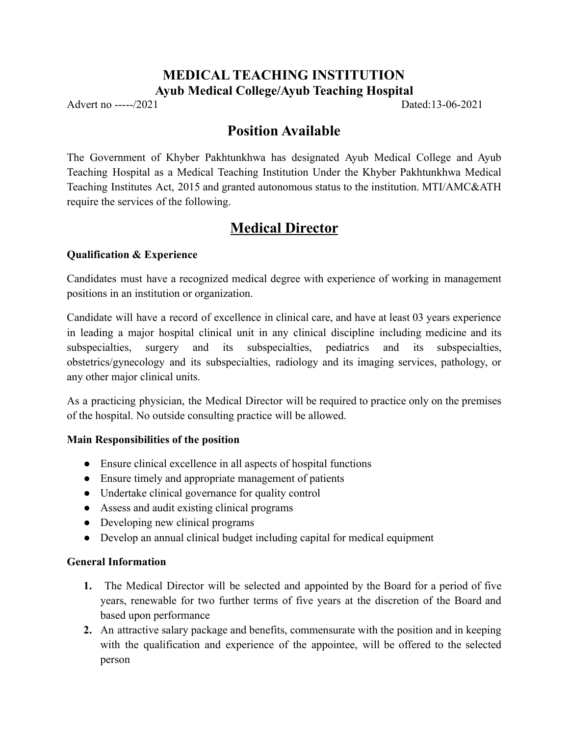# MEDICAL TEACHING INSTITUTION

## Ayub Medical College/Ayub Teaching Hospital

Advert no -----/2021 Dated:13-06-2021

# Position Available

The Government of Khyber Pakhtunkhwa has designated Ayub Medical College and Ayub Teaching Hospital as a Medical Teaching Institution Under the Khyber Pakhtunkhwa Medical Teaching Institutes Act, 2015 and granted autonomous status to the institution. MTI/AMC&ATH require the services of the following.

# Medical Director

**Qualification & Experience**

Candidates must have a recognized medical degree with experience of working in management positions in an institution or organization.

Candidate will have a record of excellence in clinical care, and have at least 03 years experience in leading a major hospital clinical unit in any clinical discipline including medicine and its subspecialties, surgery and its subspecialties, pediatrics and its subspecialties, obstetrics/gynecology and its subspecialties, radiology and its imaging services, pathology, or any other major clinical units.

As a practicing physician, the Medical Director will be required to practice only on the premises of the hospital. No outside consulting practice will be allowed.

**Main Responsibilities of the position**

- Ensure clinical excellence in all aspects of hospital functions
- Ensure timely and appropriate management of patients
- Undertake clinical governance for quality control
- Assess and audit existing clinical programs
- Developing new clinical programs
- Develop an annual clinical budget including capital for medical equipment

**General Information**

1. The Medical Director will be selected and appointed by the Board for a period of five years, renewable for two further terms of five years at the discretion of the Board and based upon performance
2. An attractive salary package and benefits, commensurate with the position and in keeping with the qualification and experience of the appointee, will be offered to the selected person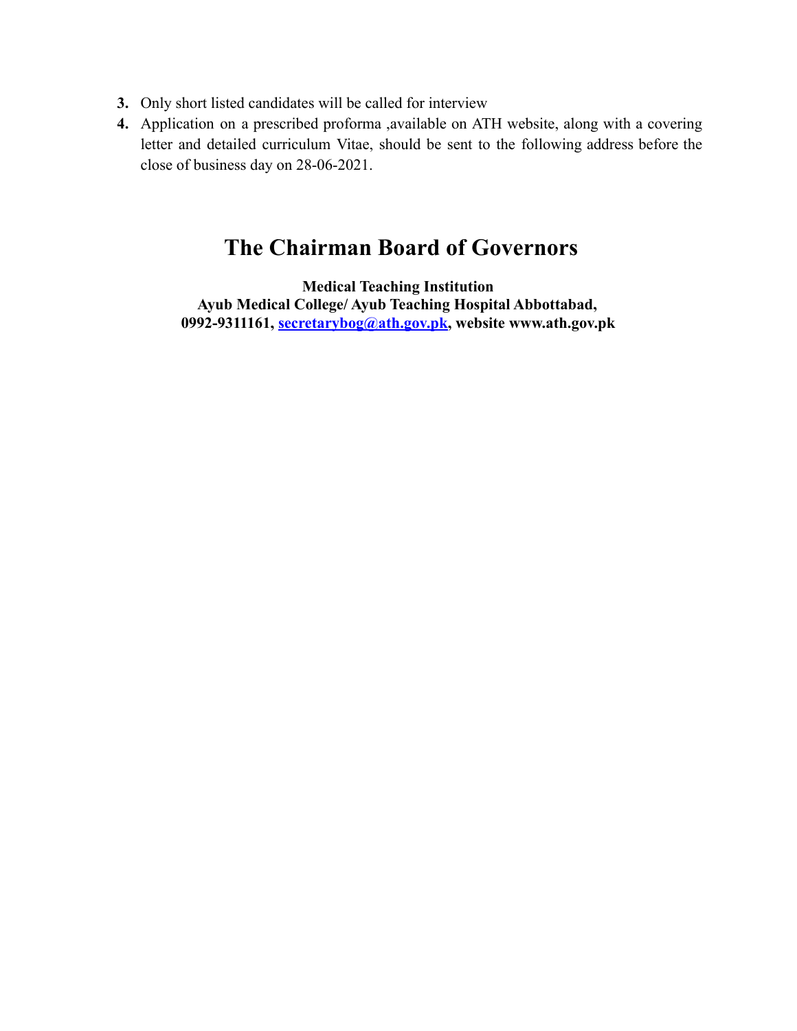3. Only short listed candidates will be called for interview
4. Application on a prescribed proforma ,available on ATH website, along with a covering letter and detailed curriculum Vitae, should be sent to the following address before the close of business day on 28-06-2021.

# The Chairman Board of Governors

**Medical Teaching Institution**
**Ayub Medical College/ Ayub Teaching Hospital Abbottabad,**
**0992-9311161, secretarybog@ath.gov.pk, website www.ath.gov.pk**